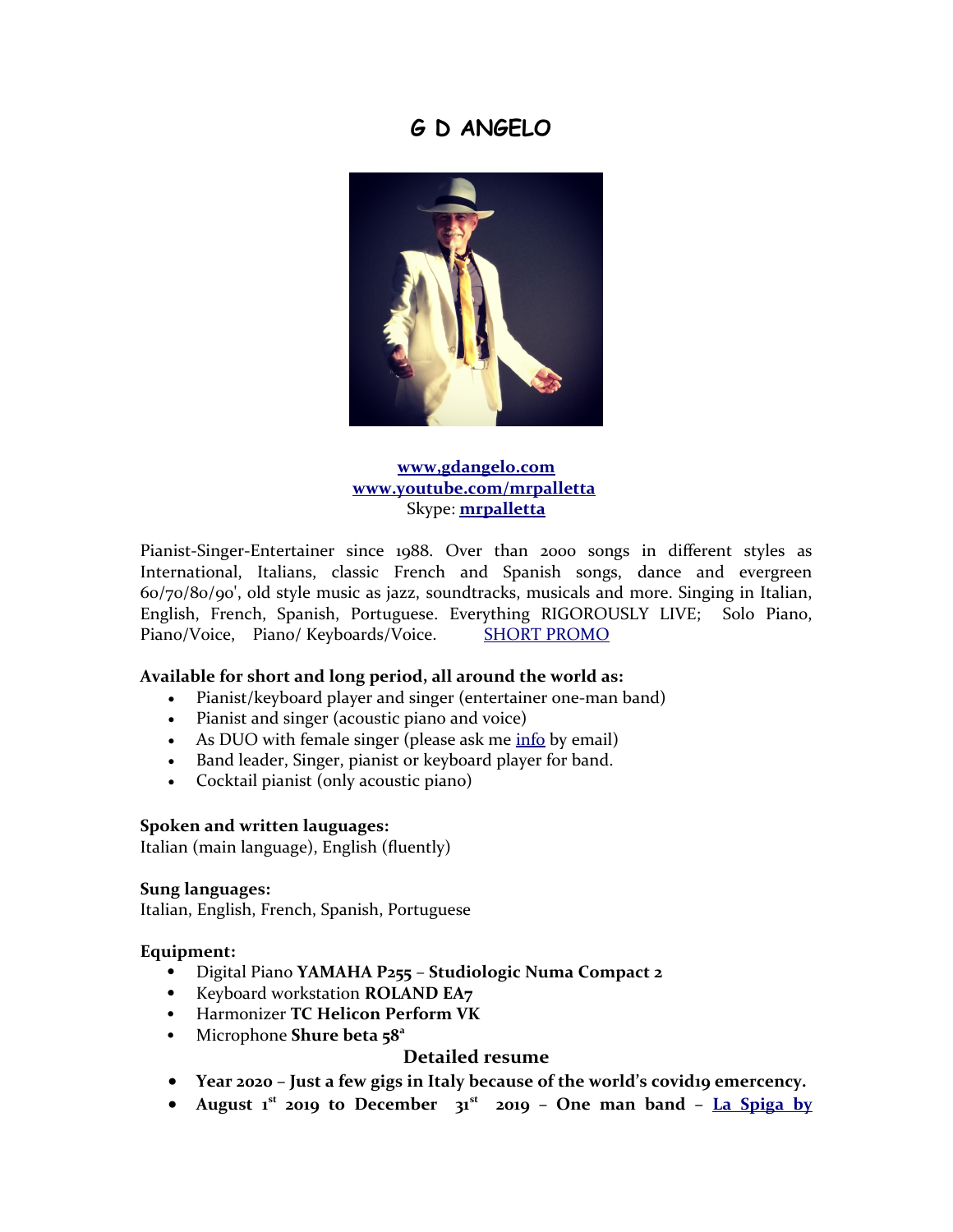# G D ANGELO

**[www,gdangelo.com](www,gdangelo.com)**
**[www.youtube.com/mrpalletta](www.youtube.com/mrpalletta)**
Skype: **mrpalletta**

Pianist-Singer-Entertainer since 1988. Over than 2000 songs in different styles as International, Italians, classic French and Spanish songs, dance and evergreen 60/70/80/90', old style music as jazz, soundtracks, musicals and more. Singing in Italian, English, French, Spanish, Portuguese. Everything RIGOROUSLY LIVE; Solo Piano, Piano/Voice, Piano/ Keyboards/Voice. SHORT PROMO

**Available for short and long period, all around the world as:**

- Pianist/keyboard player and singer (entertainer one-man band)
- Pianist and singer (acoustic piano and voice)
- As DUO with female singer (please ask me info by email)
- Band leader, Singer, pianist or keyboard player for band.
- Cocktail pianist (only acoustic piano)

**Spoken and written lauguages:**
Italian (main language), English (fluently)

**Sung languages:**
Italian, English, French, Spanish, Portuguese

**Equipment:**

- Digital Piano **YAMAHA P255** – **Studiologic Numa Compact 2**
- Keyboard workstation **ROLAND EA7**
- Harmonizer **TC Helicon Perform VK**
- Microphone **Shure beta 58[a]**

## Detailed resume

- **Year 2020 – Just a few gigs in Italy because of the world's covid19 emercency.**
- **August 1[st] 2019 to December 31[st] 2019 – One man band – La Spiga by**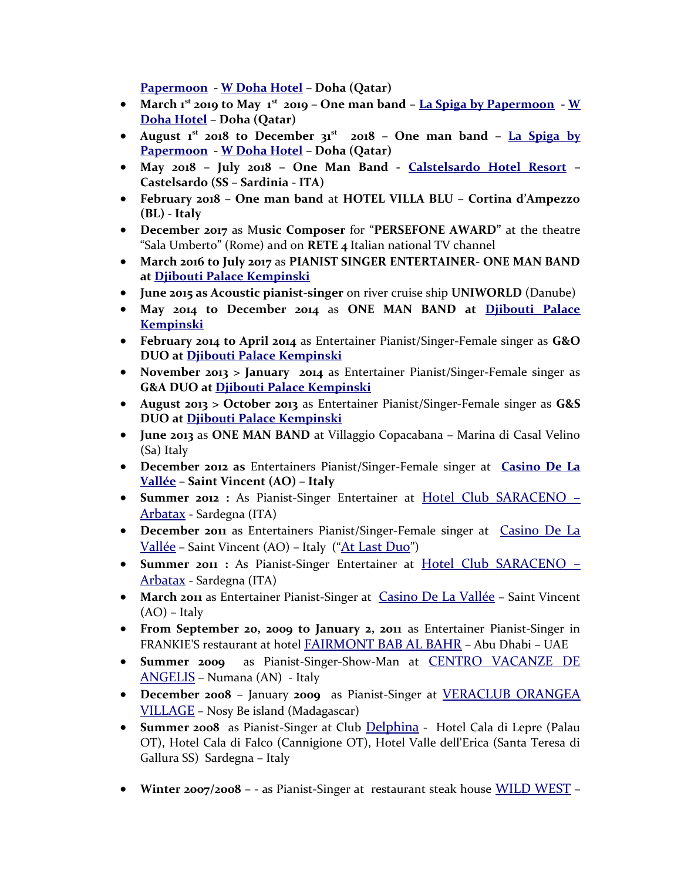**Papermoon** - **W Doha Hotel** – **Doha (Qatar)**

- **March 1st 2019 to May 1st 2019 – One man band – La Spiga by Papermoon - W Doha Hotel – Doha (Qatar)**
- **August 1st 2018 to December 31st 2018 – One man band – La Spiga by Papermoon - W Doha Hotel – Doha (Qatar)**
- **May 2018 – July 2018 – One Man Band - Calstelsardo Hotel Resort – Castelsardo (SS – Sardinia - ITA)**
- **February 2018 – One man band** at **HOTEL VILLA BLU – Cortina d'Ampezzo (BL) - Italy**
- **December 2017** as M**usic Composer** for "**PERSEFONE AWARD"** at the theatre "Sala Umberto" (Rome) and on **RETE 4** Italian national TV channel
- **March 2016 to July 2017** as **PIANIST SINGER ENTERTAINER- ONE MAN BAND at Djibouti Palace Kempinski**
- **June 2015 as Acoustic pianist-singer** on river cruise ship **UNIWORLD** (Danube)
- **May 2014 to December 2014** as **ONE MAN BAND at Djibouti Palace Kempinski**
- **February 2014 to April 2014** as Entertainer Pianist/Singer-Female singer as **G&O DUO at Djibouti Palace Kempinski**
- **November 2013 > January 2014** as Entertainer Pianist/Singer-Female singer as **G&A DUO at Djibouti Palace Kempinski**
- **August 2013 > October 2013** as Entertainer Pianist/Singer-Female singer as **G&S DUO at Djibouti Palace Kempinski**
- **June 2013** as **ONE MAN BAND** at Villaggio Copacabana – Marina di Casal Velino (Sa) Italy
- **December 2012 as** Entertainers Pianist/Singer-Female singer at **Casino De La Vallée – Saint Vincent (AO) – Italy**
- **Summer 2012 :** As Pianist-Singer Entertainer at Hotel Club SARACENO – Arbatax - Sardegna (ITA)
- **December 2011** as Entertainers Pianist/Singer-Female singer at Casino De La Vallée – Saint Vincent (AO) – Italy ("At Last Duo")
- **Summer 2011 :** As Pianist-Singer Entertainer at Hotel Club SARACENO – Arbatax - Sardegna (ITA)
- **March 2011** as Entertainer Pianist-Singer at Casino De La Vallée – Saint Vincent (AO) – Italy
- **From September 20, 2009 to January 2, 2011** as Entertainer Pianist-Singer in FRANKIE'S restaurant at hotel FAIRMONT BAB AL BAHR – Abu Dhabi – UAE
- **Summer 2009** as Pianist-Singer-Show-Man at CENTRO VACANZE DE ANGELIS – Numana (AN) - Italy
- **December 2008** – January **2009** as Pianist-Singer at VERACLUB ORANGEA VILLAGE – Nosy Be island (Madagascar)
- **Summer 2008** as Pianist-Singer at Club Delphina - Hotel Cala di Lepre (Palau OT), Hotel Cala di Falco (Cannigione OT), Hotel Valle dell'Erica (Santa Teresa di Gallura SS) Sardegna – Italy
- **Winter 2007/2008** – - as Pianist-Singer at restaurant steak house WILD WEST –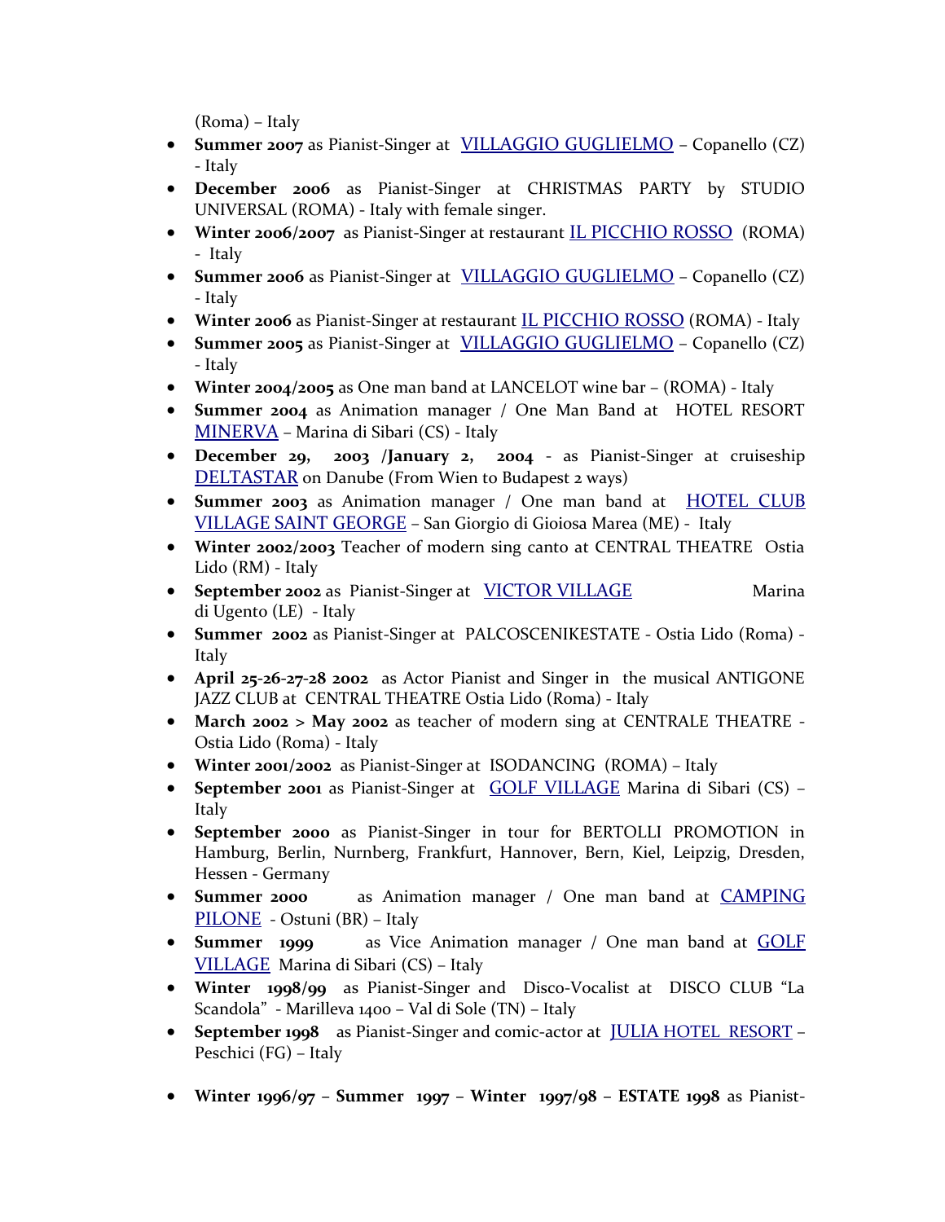(Roma) – Italy

- **Summer 2007** as Pianist-Singer at VILLAGGIO GUGLIELMO – Copanello (CZ) - Italy
- **December 2006** as Pianist-Singer at CHRISTMAS PARTY by STUDIO UNIVERSAL (ROMA) - Italy with female singer.
- **Winter 2006/2007** as Pianist-Singer at restaurant IL PICCHIO ROSSO (ROMA) - Italy
- **Summer 2006** as Pianist-Singer at VILLAGGIO GUGLIELMO – Copanello (CZ) - Italy
- **Winter 2006** as Pianist-Singer at restaurant IL PICCHIO ROSSO (ROMA) - Italy
- **Summer 2005** as Pianist-Singer at VILLAGGIO GUGLIELMO – Copanello (CZ) - Italy
- **Winter 2004/2005** as One man band at LANCELOT wine bar – (ROMA) - Italy
- **Summer 2004** as Animation manager / One Man Band at HOTEL RESORT MINERVA – Marina di Sibari (CS) - Italy
- **December 29, 2003 /January 2, 2004** - as Pianist-Singer at cruiseship DELTASTAR on Danube (From Wien to Budapest 2 ways)
- **Summer 2003** as Animation manager / One man band at HOTEL CLUB VILLAGE SAINT GEORGE – San Giorgio di Gioiosa Marea (ME) - Italy
- **Winter 2002/2003** Teacher of modern sing canto at CENTRAL THEATRE Ostia Lido (RM) - Italy
- **September 2002** as Pianist-Singer at VICTOR VILLAGE Marina di Ugento (LE) - Italy
- **Summer 2002** as Pianist-Singer at PALCOSCENIKESTATE - Ostia Lido (Roma) - Italy
- **April 25-26-27-28 2002** as Actor Pianist and Singer in the musical ANTIGONE JAZZ CLUB at CENTRAL THEATRE Ostia Lido (Roma) - Italy
- **March 2002** > **May 2002** as teacher of modern sing at CENTRALE THEATRE - Ostia Lido (Roma) - Italy
- **Winter 2001/2002** as Pianist-Singer at ISODANCING (ROMA) – Italy
- **September 2001** as Pianist-Singer at GOLF VILLAGE Marina di Sibari (CS) – Italy
- **September 2000** as Pianist-Singer in tour for BERTOLLI PROMOTION in Hamburg, Berlin, Nurnberg, Frankfurt, Hannover, Bern, Kiel, Leipzig, Dresden, Hessen - Germany
- **Summer 2000** as Animation manager / One man band at CAMPING PILONE - Ostuni (BR) – Italy
- **Summer 1999** as Vice Animation manager / One man band at GOLF VILLAGE Marina di Sibari (CS) – Italy
- **Winter 1998/99** as Pianist-Singer and Disco-Vocalist at DISCO CLUB "La Scandola" - Marilleva 1400 – Val di Sole (TN) – Italy
- **September 1998** as Pianist-Singer and comic-actor at JULIA HOTEL RESORT – Peschici (FG) – Italy
- **Winter 1996/97 – Summer 1997 – Winter 1997/98 – ESTATE 1998** as Pianist-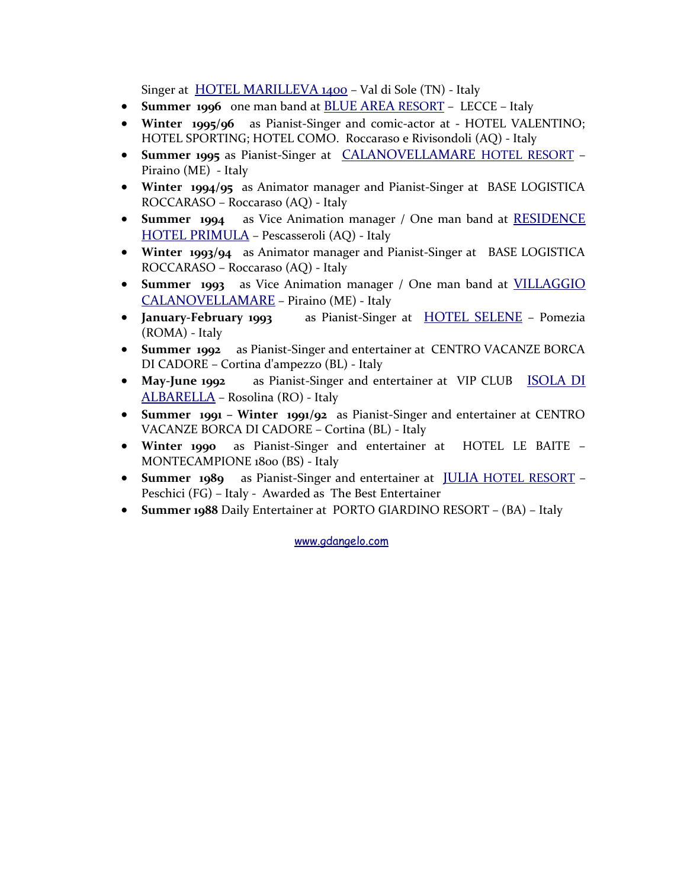Singer at [HOTEL MARILLEVA 1400] – Val di Sole (TN) - Italy

- **Summer 1996** one man band at [BLUE AREA RESORT] – LECCE – Italy
- **Winter 1995/96** as Pianist-Singer and comic-actor at - HOTEL VALENTINO; HOTEL SPORTING; HOTEL COMO. Roccaraso e Rivisondoli (AQ) - Italy
- **Summer 1995** as Pianist-Singer at [CALANOVELLAMARE HOTEL RESORT] – Piraino (ME) - Italy
- **Winter 1994/95** as Animator manager and Pianist-Singer at BASE LOGISTICA ROCCARASO – Roccaraso (AQ) - Italy
- **Summer 1994** as Vice Animation manager / One man band at [RESIDENCE HOTEL PRIMULA] – Pescasseroli (AQ) - Italy
- **Winter 1993/94** as Animator manager and Pianist-Singer at BASE LOGISTICA ROCCARASO – Roccaraso (AQ) - Italy
- **Summer 1993** as Vice Animation manager / One man band at [VILLAGGIO CALANOVELLAMARE] – Piraino (ME) - Italy
- **January-February 1993** as Pianist-Singer at [HOTEL SELENE] – Pomezia (ROMA) - Italy
- **Summer 1992** as Pianist-Singer and entertainer at CENTRO VACANZE BORCA DI CADORE – Cortina d'ampezzo (BL) - Italy
- **May-June 1992** as Pianist-Singer and entertainer at VIP CLUB [ISOLA DI ALBARELLA] – Rosolina (RO) - Italy
- **Summer 1991 – Winter 1991/92** as Pianist-Singer and entertainer at CENTRO VACANZE BORCA DI CADORE – Cortina (BL) - Italy
- **Winter 1990** as Pianist-Singer and entertainer at HOTEL LE BAITE – MONTECAMPIONE 1800 (BS) - Italy
- **Summer 1989** as Pianist-Singer and entertainer at [JULIA HOTEL RESORT] – Peschici (FG) – Italy - Awarded as The Best Entertainer
- **Summer 1988** Daily Entertainer at PORTO GIARDINO RESORT – (BA) – Italy

www.gdangelo.com